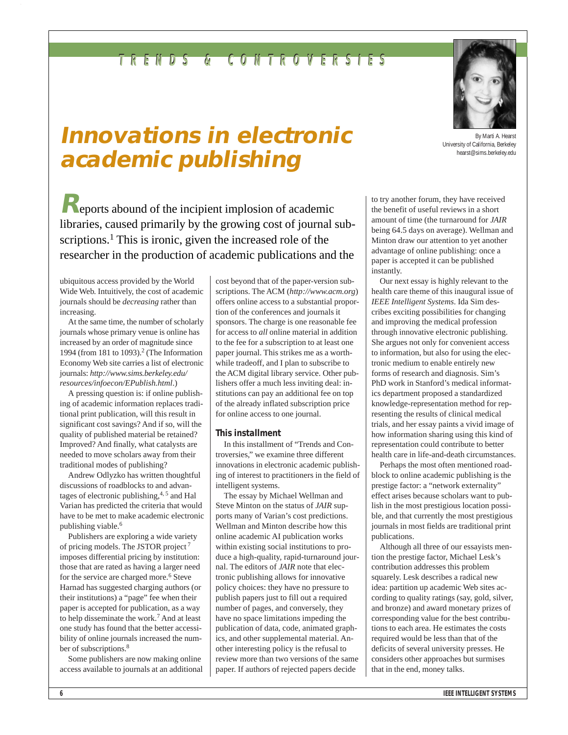# Innovations in electronic academic publishing

By Marti A. Hearst
University of California, Berkeley
hearst@sims.berkeley.edu

Reports abound of the incipient implosion of academic libraries, caused primarily by the growing cost of journal subscriptions.[1] This is ironic, given the increased role of the researcher in the production of academic publications and the ubiquitous access provided by the World Wide Web. Intuitively, the cost of academic journals should be *decreasing* rather than increasing.

At the same time, the number of scholarly journals whose primary venue is online has increased by an order of magnitude since 1994 (from 181 to 1093).[2] (The Information Economy Web site carries a list of electronic journals: *http://www.sims.berkeley.edu/resources/infoecon/EPublish.html*.)

A pressing question is: if online publishing of academic information replaces traditional print publication, will this result in significant cost savings? And if so, will the quality of published material be retained? Improved? And finally, what catalysts are needed to move scholars away from their traditional modes of publishing?

Andrew Odlyzko has written thoughtful discussions of roadblocks to and advantages of electronic publishing,[4,5] and Hal Varian has predicted the criteria that would have to be met to make academic electronic publishing viable.[6]

Publishers are exploring a wide variety of pricing models. The JSTOR project[7] imposes differential pricing by institution: those that are rated as having a larger need for the service are charged more.[6] Steve Harnad has suggested charging authors (or their institutions) a "page" fee when their paper is accepted for publication, as a way to help disseminate the work.[7] And at least one study has found that the better accessibility of online journals increased the number of subscriptions.[8]

Some publishers are now making online access available to journals at an additional cost beyond that of the paper-version subscriptions. The ACM (*http://www.acm.org*) offers online access to a substantial proportion of the conferences and journals it sponsors. The charge is one reasonable fee for access to *all* online material in addition to the fee for a subscription to at least one paper journal. This strikes me as a worthwhile tradeoff, and I plan to subscribe to the ACM digital library service. Other publishers offer a much less inviting deal: institutions can pay an additional fee on top of the already inflated subscription price for online access to one journal.

## This installment

In this installment of "Trends and Controversies," we examine three different innovations in electronic academic publishing of interest to practitioners in the field of intelligent systems.

The essay by Michael Wellman and Steve Minton on the status of *JAIR* supports many of Varian's cost predictions. Wellman and Minton describe how this online academic AI publication works within existing social institutions to produce a high-quality, rapid-turnaround journal. The editors of *JAIR* note that electronic publishing allows for innovative policy choices: they have no pressure to publish papers just to fill out a required number of pages, and conversely, they have no space limitations impeding the publication of data, code, animated graphics, and other supplemental material. Another interesting policy is the refusal to review more than two versions of the same paper. If authors of rejected papers decide to try another forum, they have received the benefit of useful reviews in a short amount of time (the turnaround for *JAIR* being 64.5 days on average). Wellman and Minton draw our attention to yet another advantage of online publishing: once a paper is accepted it can be published instantly.

Our next essay is highly relevant to the health care theme of this inaugural issue of *IEEE Intelligent Systems*. Ida Sim describes exciting possibilities for changing and improving the medical profession through innovative electronic publishing. She argues not only for convenient access to information, but also for using the electronic medium to enable entirely new forms of research and diagnosis. Sim's PhD work in Stanford's medical informatics department proposed a standardized knowledge-representation method for representing the results of clinical medical trials, and her essay paints a vivid image of how information sharing using this kind of representation could contribute to better health care in life-and-death circumstances.

Perhaps the most often mentioned roadblock to online academic publishing is the prestige factor: a "network externality" effect arises because scholars want to publish in the most prestigious location possible, and that currently the most prestigious journals in most fields are traditional print publications.

Although all three of our essayists mention the prestige factor, Michael Lesk's contribution addresses this problem squarely. Lesk describes a radical new idea: partition up academic Web sites according to quality ratings (say, gold, silver, and bronze) and award monetary prizes of corresponding value for the best contributions to each area. He estimates the costs required would be less than that of the deficits of several university presses. He considers other approaches but surmises that in the end, money talks.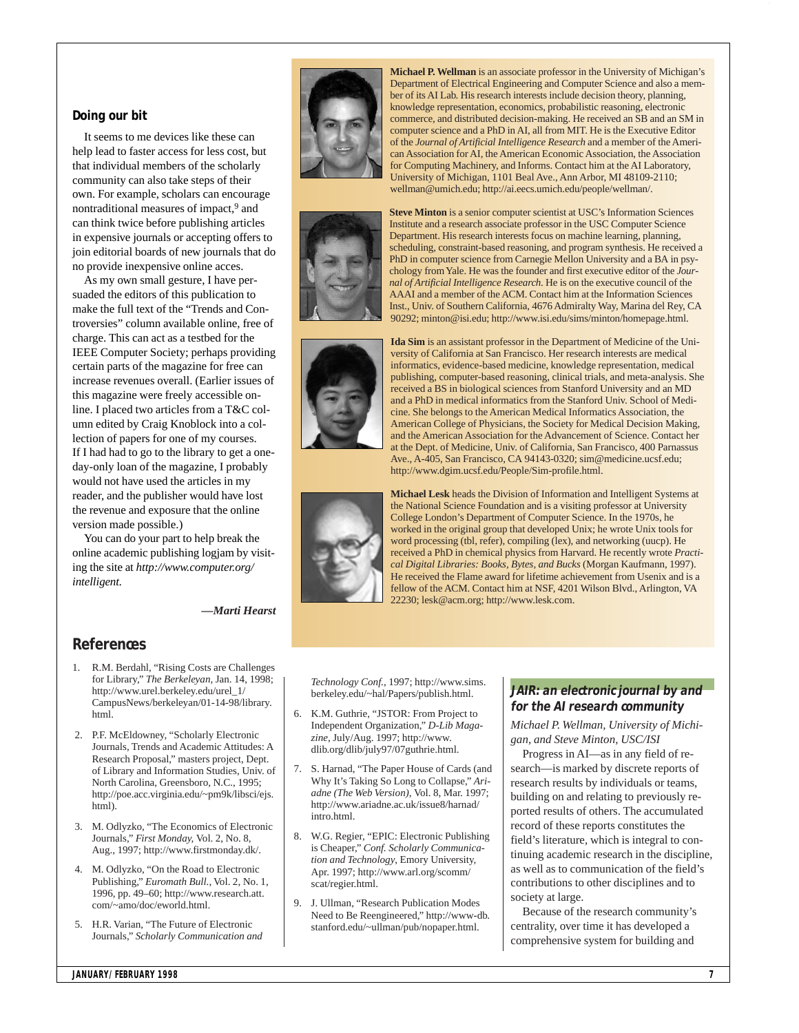### Doing our bit

It seems to me devices like these can help lead to faster access for less cost, but that individual members of the scholarly community can also take steps of their own. For example, scholars can encourage nontraditional measures of impact,[9] and can think twice before publishing articles in expensive journals or accepting offers to join editorial boards of new journals that do no provide inexpensive online acces.

As my own small gesture, I have persuaded the editors of this publication to make the full text of the "Trends and Controversies" column available online, free of charge. This can act as a testbed for the IEEE Computer Society; perhaps providing certain parts of the magazine for free can increase revenues overall. (Earlier issues of this magazine were freely accessible online. I placed two articles from a T&C column edited by Craig Knoblock into a collection of papers for one of my courses. If I had had to go to the library to get a one-day-only loan of the magazine, I probably would not have used the articles in my reader, and the publisher would have lost the revenue and exposure that the online version made possible.)

You can do your part to help break the online academic publishing logjam by visiting the site at *http://www.computer.org/intelligent.*

***—Marti Hearst***

## References

1. R.M. Berdahl, "Rising Costs are Challenges for Library," *The Berkeleyan*, Jan. 14, 1998; http://www.urel.berkeley.edu/urel_1/CampusNews/berkeleyan/01-14-98/library.html.
2. P.F. McEldowney, "Scholarly Electronic Journals, Trends and Academic Attitudes: A Research Proposal," masters project, Dept. of Library and Information Studies, Univ. of North Carolina, Greensboro, N.C., 1995; http://poe.acc.virginia.edu/~pm9k/libsci/ejs.html).
3. M. Odlyzko, "The Economics of Electronic Journals," *First Monday*, Vol. 2, No. 8, Aug., 1997; http://www.firstmonday.dk/.
4. M. Odlyzko, "On the Road to Electronic Publishing," *Euromath Bull.*, Vol. 2, No. 1, 1996, pp. 49–60; http://www.research.att.com/~amo/doc/eworld.html.
5. H.R. Varian, "The Future of Electronic Journals," *Scholarly Communication and Technology Conf.*, 1997; http://www.sims.berkeley.edu/~hal/Papers/publish.html.
6. K.M. Guthrie, "JSTOR: From Project to Independent Organization," *D-Lib Magazine*, July/Aug. 1997; http://www.dlib.org/dlib/july97/07guthrie.html.
7. S. Harnad, "The Paper House of Cards (and Why It's Taking So Long to Collapse," *Ariadne (The Web Version)*, Vol. 8, Mar. 1997; http://www.ariadne.ac.uk/issue8/harnad/intro.html.
8. W.G. Regier, "EPIC: Electronic Publishing is Cheaper," *Conf. Scholarly Communication and Technology*, Emory University, Apr. 1997; http://www.arl.org/scomm/scat/regier.html.
9. J. Ullman, "Research Publication Modes Need to Be Reengineered," http://www-db.stanford.edu/~ullman/pub/nopaper.html.

**Michael P. Wellman** is an associate professor in the University of Michigan's Department of Electrical Engineering and Computer Science and also a member of its AI Lab. His research interests include decision theory, planning, knowledge representation, economics, probabilistic reasoning, electronic commerce, and distributed decision-making. He received an SB and an SM in computer science and a PhD in AI, all from MIT. He is the Executive Editor of the *Journal of Artificial Intelligence Research* and a member of the American Association for AI, the American Economic Association, the Association for Computing Machinery, and Informs. Contact him at the AI Laboratory, University of Michigan, 1101 Beal Ave., Ann Arbor, MI 48109-2110; wellman@umich.edu; http://ai.eecs.umich.edu/people/wellman/.

**Steve Minton** is a senior computer scientist at USC's Information Sciences Institute and a research associate professor in the USC Computer Science Department. His research interests focus on machine learning, planning, scheduling, constraint-based reasoning, and program synthesis. He received a PhD in computer science from Carnegie Mellon University and a BA in psychology from Yale. He was the founder and first executive editor of the *Journal of Artificial Intelligence Research.* He is on the executive council of the AAAI and a member of the ACM. Contact him at the Information Sciences Inst., Univ. of Southern California, 4676 Admiralty Way, Marina del Rey, CA 90292; minton@isi.edu; http://www.isi.edu/sims/minton/homepage.html.

**Ida Sim** is an assistant professor in the Department of Medicine of the University of California at San Francisco. Her research interests are medical informatics, evidence-based medicine, knowledge representation, medical publishing, computer-based reasoning, clinical trials, and meta-analysis. She received a BS in biological sciences from Stanford University and an MD and a PhD in medical informatics from the Stanford Univ. School of Medicine. She belongs to the American Medical Informatics Association, the American College of Physicians, the Society for Medical Decision Making, and the American Association for the Advancement of Science. Contact her at the Dept. of Medicine, Univ. of California, San Francisco, 400 Parnassus Ave., A-405, San Francisco, CA 94143-0320; sim@medicine.ucsf.edu; http://www.dgim.ucsf.edu/People/Sim-profile.html.

**Michael Lesk** heads the Division of Information and Intelligent Systems at the National Science Foundation and is a visiting professor at University College London's Department of Computer Science. In the 1970s, he worked in the original group that developed Unix; he wrote Unix tools for word processing (tbl, refer), compiling (lex), and networking (uucp). He received a PhD in chemical physics from Harvard. He recently wrote *Practical Digital Libraries: Books, Bytes, and Bucks* (Morgan Kaufmann, 1997). He received the Flame award for lifetime achievement from Usenix and is a fellow of the ACM. Contact him at NSF, 4201 Wilson Blvd., Arlington, VA 22230; lesk@acm.org; http://www.lesk.com.

## *JAIR: an electronic journal by and for the AI research community*

*Michael P. Wellman, University of Michigan, and Steve Minton, USC/ISI*

Progress in AI—as in any field of research—is marked by discrete reports of research results by individuals or teams, building on and relating to previously reported results of others. The accumulated record of these reports constitutes the field's literature, which is integral to continuing academic research in the discipline, as well as to communication of the field's contributions to other disciplines and to society at large.

Because of the research community's centrality, over time it has developed a comprehensive system for building and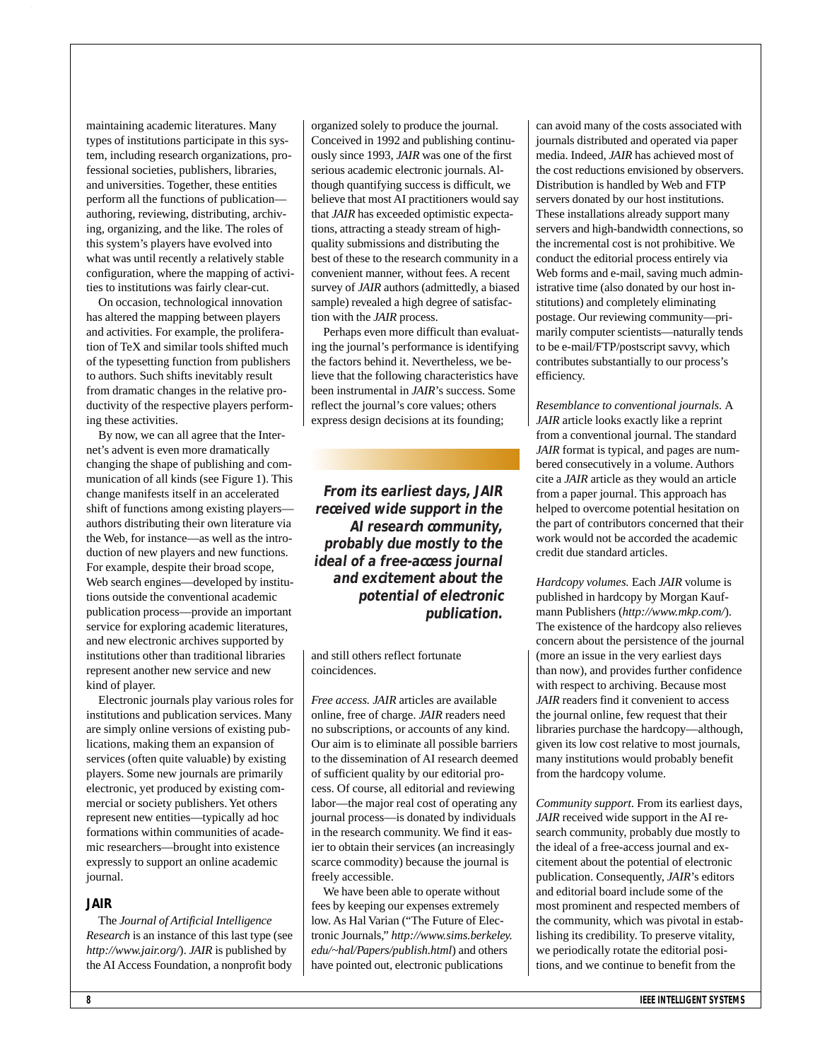maintaining academic literatures. Many types of institutions participate in this system, including research organizations, professional societies, publishers, libraries, and universities. Together, these entities perform all the functions of publication—authoring, reviewing, distributing, archiving, organizing, and the like. The roles of this system's players have evolved into what was until recently a relatively stable configuration, where the mapping of activities to institutions was fairly clear-cut.

On occasion, technological innovation has altered the mapping between players and activities. For example, the proliferation of TeX and similar tools shifted much of the typesetting function from publishers to authors. Such shifts inevitably result from dramatic changes in the relative productivity of the respective players performing these activities.

By now, we can all agree that the Internet's advent is even more dramatically changing the shape of publishing and communication of all kinds (see Figure 1). This change manifests itself in an accelerated shift of functions among existing players—authors distributing their own literature via the Web, for instance—as well as the introduction of new players and new functions. For example, despite their broad scope, Web search engines—developed by institutions outside the conventional academic publication process—provide an important service for exploring academic literatures, and new electronic archives supported by institutions other than traditional libraries represent another new service and new kind of player.

Electronic journals play various roles for institutions and publication services. Many are simply online versions of existing publications, making them an expansion of services (often quite valuable) by existing players. Some new journals are primarily electronic, yet produced by existing commercial or society publishers. Yet others represent new entities—typically ad hoc formations within communities of academic researchers—brought into existence expressly to support an online academic journal.

## JAIR

The *Journal of Artificial Intelligence Research* is an instance of this last type (see *http://www.jair.org/*). *JAIR* is published by the AI Access Foundation, a nonprofit body organized solely to produce the journal. Conceived in 1992 and publishing continuously since 1993, *JAIR* was one of the first serious academic electronic journals. Although quantifying success is difficult, we believe that most AI practitioners would say that *JAIR* has exceeded optimistic expectations, attracting a steady stream of high-quality submissions and distributing the best of these to the research community in a convenient manner, without fees. A recent survey of *JAIR* authors (admittedly, a biased sample) revealed a high degree of satisfaction with the *JAIR* process.

Perhaps even more difficult than evaluating the journal's performance is identifying the factors behind it. Nevertheless, we believe that the following characteristics have been instrumental in *JAIR*'s success. Some reflect the journal's core values; others express design decisions at its founding; and still others reflect fortunate coincidences.

> ***From its earliest days, JAIR received wide support in the AI research community, probably due mostly to the ideal of a free-access journal and excitement about the potential of electronic publication.***

*Free access.* *JAIR* articles are available online, free of charge. *JAIR* readers need no subscriptions, or accounts of any kind. Our aim is to eliminate all possible barriers to the dissemination of AI research deemed of sufficient quality by our editorial process. Of course, all editorial and reviewing labor—the major real cost of operating any journal process—is donated by individuals in the research community. We find it easier to obtain their services (an increasingly scarce commodity) because the journal is freely accessible.

We have been able to operate without fees by keeping our expenses extremely low. As Hal Varian ("The Future of Electronic Journals," *http://www.sims.berkeley.edu/~hal/Papers/publish.html*) and others have pointed out, electronic publications can avoid many of the costs associated with journals distributed and operated via paper media. Indeed, *JAIR* has achieved most of the cost reductions envisioned by observers. Distribution is handled by Web and FTP servers donated by our host institutions. These installations already support many servers and high-bandwidth connections, so the incremental cost is not prohibitive. We conduct the editorial process entirely via Web forms and e-mail, saving much administrative time (also donated by our host institutions) and completely eliminating postage. Our reviewing community—primarily computer scientists—naturally tends to be e-mail/FTP/postscript savvy, which contributes substantially to our process's efficiency.

*Resemblance to conventional journals.* A *JAIR* article looks exactly like a reprint from a conventional journal. The standard *JAIR* format is typical, and pages are numbered consecutively in a volume. Authors cite a *JAIR* article as they would an article from a paper journal. This approach has helped to overcome potential hesitation on the part of contributors concerned that their work would not be accorded the academic credit due standard articles.

*Hardcopy volumes.* Each *JAIR* volume is published in hardcopy by Morgan Kaufmann Publishers (*http://www.mkp.com/*). The existence of the hardcopy also relieves concern about the persistence of the journal (more an issue in the very earliest days than now), and provides further confidence with respect to archiving. Because most *JAIR* readers find it convenient to access the journal online, few request that their libraries purchase the hardcopy—although, given its low cost relative to most journals, many institutions would probably benefit from the hardcopy volume.

*Community support.* From its earliest days, *JAIR* received wide support in the AI research community, probably due mostly to the ideal of a free-access journal and excitement about the potential of electronic publication. Consequently, *JAIR*'s editors and editorial board include some of the most prominent and respected members of the community, which was pivotal in establishing its credibility. To preserve vitality, we periodically rotate the editorial positions, and we continue to benefit from the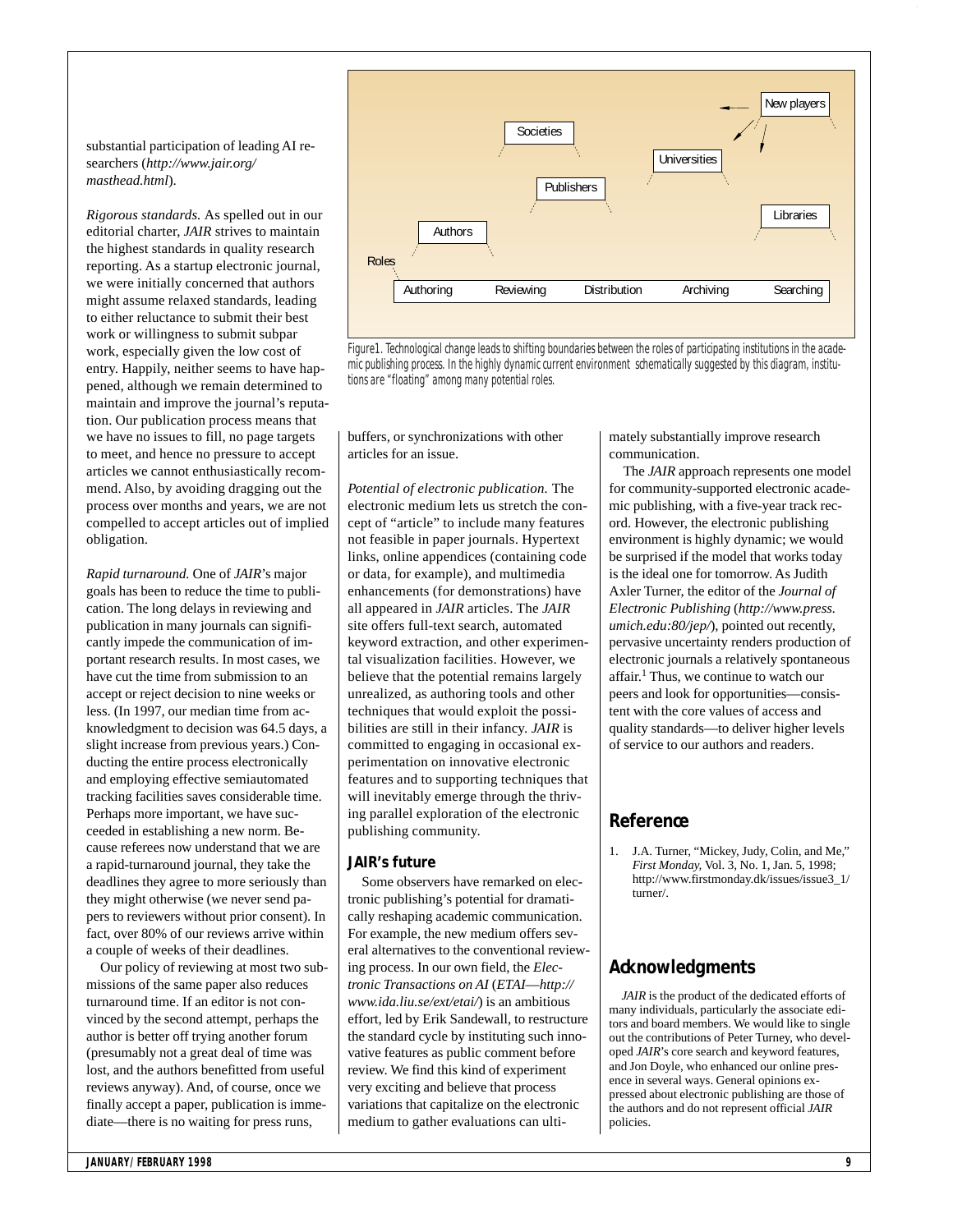substantial participation of leading AI researchers (*http://www.jair.org/masthead.html*).

*Rigorous standards.* As spelled out in our editorial charter, *JAIR* strives to maintain the highest standards in quality research reporting. As a startup electronic journal, we were initially concerned that authors might assume relaxed standards, leading to either reluctance to submit their best work or willingness to submit subpar work, especially given the low cost of entry. Happily, neither seems to have happened, although we remain determined to maintain and improve the journal's reputation. Our publication process means that we have no issues to fill, no page targets to meet, and hence no pressure to accept articles we cannot enthusiastically recommend. Also, by avoiding dragging out the process over months and years, we are not compelled to accept articles out of implied obligation.

*Rapid turnaround.* One of *JAIR*'s major goals has been to reduce the time to publication. The long delays in reviewing and publication in many journals can significantly impede the communication of important research results. In most cases, we have cut the time from submission to an accept or reject decision to nine weeks or less. (In 1997, our median time from acknowledgment to decision was 64.5 days, a slight increase from previous years.) Conducting the entire process electronically and employing effective semiautomated tracking facilities saves considerable time. Perhaps more important, we have succeeded in establishing a new norm. Because referees now understand that we are a rapid-turnaround journal, they take the deadlines they agree to more seriously than they might otherwise (we never send papers to reviewers without prior consent). In fact, over 80% of our reviews arrive within a couple of weeks of their deadlines.

Our policy of reviewing at most two submissions of the same paper also reduces turnaround time. If an editor is not convinced by the second attempt, perhaps the author is better off trying another forum (presumably not a great deal of time was lost, and the authors benefitted from useful reviews anyway). And, of course, once we finally accept a paper, publication is immediate—there is no waiting for press runs, buffers, or synchronizations with other articles for an issue.

New players
Societies
Universities
Publishers
Libraries
Authors
Roles
Authoring Reviewing Distribution Archiving Searching

Figure1. Technological change leads to shifting boundaries between the roles of participating institutions in the academic publishing process. In the highly dynamic current environment schematically suggested by this diagram, institutions are "floating" among many potential roles.

*Potential of electronic publication.* The electronic medium lets us stretch the concept of "article" to include many features not feasible in paper journals. Hypertext links, online appendices (containing code or data, for example), and multimedia enhancements (for demonstrations) have all appeared in *JAIR* articles. The *JAIR* site offers full-text search, automated keyword extraction, and other experimental visualization facilities. However, we believe that the potential remains largely unrealized, as authoring tools and other techniques that would exploit the possibilities are still in their infancy. *JAIR* is committed to engaging in occasional experimentation on innovative electronic features and to supporting techniques that will inevitably emerge through the thriving parallel exploration of the electronic publishing community.

## JAIR's future

Some observers have remarked on electronic publishing's potential for dramatically reshaping academic communication. For example, the new medium offers several alternatives to the conventional reviewing process. In our own field, the *Electronic Transactions on AI* (*ETAI—http://www.ida.liu.se/ext/etai/*) is an ambitious effort, led by Erik Sandewall, to restructure the standard cycle by instituting such innovative features as public comment before review. We find this kind of experiment very exciting and believe that process variations that capitalize on the electronic medium to gather evaluations can ultimately substantially improve research communication.

The *JAIR* approach represents one model for community-supported electronic academic publishing, with a five-year track record. However, the electronic publishing environment is highly dynamic; we would be surprised if the model that works today is the ideal one for tomorrow. As Judith Axler Turner, the editor of the *Journal of Electronic Publishing* (*http://www.press.umich.edu:80/jep/*), pointed out recently, pervasive uncertainty renders production of electronic journals a relatively spontaneous affair.[1] Thus, we continue to watch our peers and look for opportunities—consistent with the core values of access and quality standards—to deliver higher levels of service to our authors and readers.

## Reference

1. J.A. Turner, "Mickey, Judy, Colin, and Me," *First Monday*, Vol. 3, No. 1, Jan. 5, 1998; http://www.firstmonday.dk/issues/issue3_1/turner/.

## Acknowledgments

*JAIR* is the product of the dedicated efforts of many individuals, particularly the associate editors and board members. We would like to single out the contributions of Peter Turney, who developed *JAIR*'s core search and keyword features, and Jon Doyle, who enhanced our online presence in several ways. General opinions expressed about electronic publishing are those of the authors and do not represent official *JAIR* policies.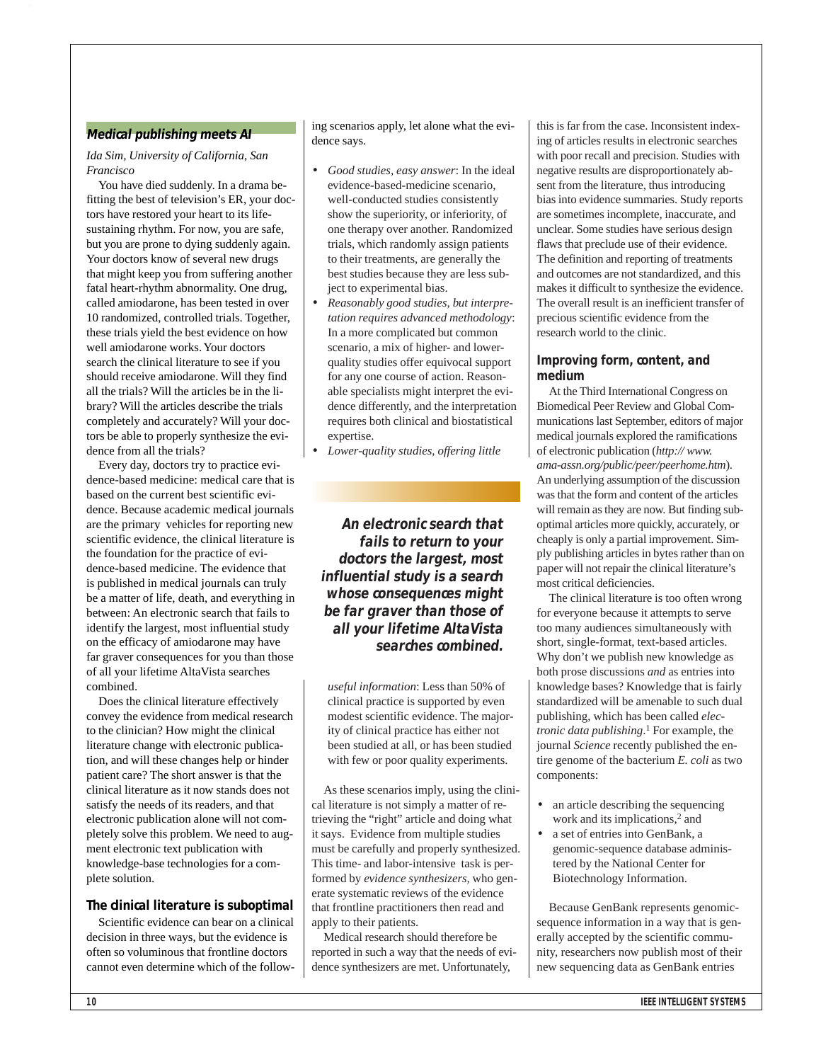## Medical publishing meets AI

*Ida Sim, University of California, San Francisco*

You have died suddenly. In a drama befitting the best of television's ER, your doctors have restored your heart to its life-sustaining rhythm. For now, you are safe, but you are prone to dying suddenly again. Your doctors know of several new drugs that might keep you from suffering another fatal heart-rhythm abnormality. One drug, called amiodarone, has been tested in over 10 randomized, controlled trials. Together, these trials yield the best evidence on how well amiodarone works. Your doctors search the clinical literature to see if you should receive amiodarone. Will they find all the trials? Will the articles be in the library? Will the articles describe the trials completely and accurately? Will your doctors be able to properly synthesize the evidence from all the trials?

Every day, doctors try to practice evidence-based medicine: medical care that is based on the current best scientific evidence. Because academic medical journals are the primary vehicles for reporting new scientific evidence, the clinical literature is the foundation for the practice of evidence-based medicine. The evidence that is published in medical journals can truly be a matter of life, death, and everything in between: An electronic search that fails to identify the largest, most influential study on the efficacy of amiodarone may have far graver consequences for you than those of all your lifetime AltaVista searches combined.

Does the clinical literature effectively convey the evidence from medical research to the clinician? How might the clinical literature change with electronic publication, and will these changes help or hinder patient care? The short answer is that the clinical literature as it now stands does not satisfy the needs of its readers, and that electronic publication alone will not completely solve this problem. We need to augment electronic text publication with knowledge-base technologies for a complete solution.

### The clinical literature is suboptimal

Scientific evidence can bear on a clinical decision in three ways, but the evidence is often so voluminous that frontline doctors cannot even determine which of the following scenarios apply, let alone what the evidence says.

- *Good studies, easy answer*: In the ideal evidence-based-medicine scenario, well-conducted studies consistently show the superiority, or inferiority, of one therapy over another. Randomized trials, which randomly assign patients to their treatments, are generally the best studies because they are less subject to experimental bias.
- *Reasonably good studies, but interpretation requires advanced methodology*: In a more complicated but common scenario, a mix of higher- and lower-quality studies offer equivocal support for any one course of action. Reasonable specialists might interpret the evidence differently, and the interpretation requires both clinical and biostatistical expertise.
- *Lower-quality studies, offering little useful information*: Less than 50% of clinical practice is supported by even modest scientific evidence. The majority of clinical practice has either not been studied at all, or has been studied with few or poor quality experiments.

**An electronic search that fails to return to your doctors the largest, most influential study is a search whose consequences might be far graver than those of all your lifetime AltaVista searches combined.**

As these scenarios imply, using the clinical literature is not simply a matter of retrieving the "right" article and doing what it says. Evidence from multiple studies must be carefully and properly synthesized. This time- and labor-intensive task is performed by *evidence synthesizers*, who generate systematic reviews of the evidence that frontline practitioners then read and apply to their patients.

Medical research should therefore be reported in such a way that the needs of evidence synthesizers are met. Unfortunately, this is far from the case. Inconsistent indexing of articles results in electronic searches with poor recall and precision. Studies with negative results are disproportionately absent from the literature, thus introducing bias into evidence summaries. Study reports are sometimes incomplete, inaccurate, and unclear. Some studies have serious design flaws that preclude use of their evidence. The definition and reporting of treatments and outcomes are not standardized, and this makes it difficult to synthesize the evidence. The overall result is an inefficient transfer of precious scientific evidence from the research world to the clinic.

### Improving form, content, and medium

At the Third International Congress on Biomedical Peer Review and Global Communications last September, editors of major medical journals explored the ramifications of electronic publication (*http:// www.ama-assn.org/public/peer/peerhome.htm*). An underlying assumption of the discussion was that the form and content of the articles will remain as they are now. But finding suboptimal articles more quickly, accurately, or cheaply is only a partial improvement. Simply publishing articles in bytes rather than on paper will not repair the clinical literature's most critical deficiencies.

The clinical literature is too often wrong for everyone because it attempts to serve too many audiences simultaneously with short, single-format, text-based articles. Why don't we publish new knowledge as both prose discussions *and* as entries into knowledge bases? Knowledge that is fairly standardized will be amenable to such dual publishing, which has been called *electronic data publishing*.[1] For example, the journal *Science* recently published the entire genome of the bacterium *E. coli* as two components:

- an article describing the sequencing work and its implications,[2] and
- a set of entries into GenBank, a genomic-sequence database administered by the National Center for Biotechnology Information.

Because GenBank represents genomic-sequence information in a way that is generally accepted by the scientific community, researchers now publish most of their new sequencing data as GenBank entries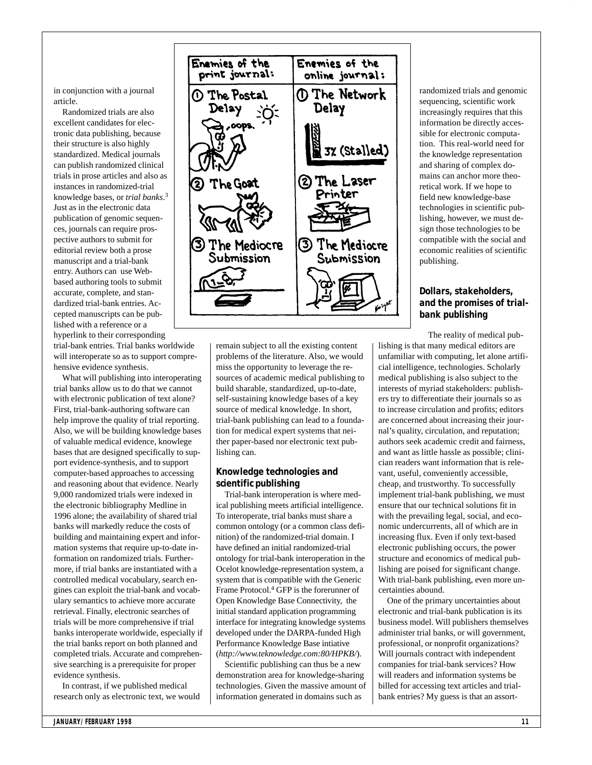in conjunction with a journal article.

Randomized trials are also excellent candidates for electronic data publishing, because their structure is also highly standardized. Medical journals can publish randomized clinical trials in prose articles and also as instances in randomized-trial knowledge bases, or *trial banks*.[3] Just as in the electronic data publication of genomic sequences, journals can require prospective authors to submit for editorial review both a prose manuscript and a trial-bank entry. Authors can use Web-based authoring tools to submit accurate, complete, and standardized trial-bank entries. Accepted manuscripts can be published with a reference or a hyperlink to their corresponding trial-bank entries. Trial banks worldwide will interoperate so as to support comprehensive evidence synthesis.

What will publishing into interoperating trial banks allow us to do that we cannot with electronic publication of text alone? First, trial-bank-authoring software can help improve the quality of trial reporting. Also, we will be building knowledge bases of valuable medical evidence, knowlege bases that are designed specifically to support evidence-synthesis, and to support computer-based approaches to accessing and reasoning about that evidence. Nearly 9,000 randomized trials were indexed in the electronic bibliography Medline in 1996 alone; the availability of shared trial banks will markedly reduce the costs of building and maintaining expert and information systems that require up-to-date information on randomized trials. Furthermore, if trial banks are instantiated with a controlled medical vocabulary, search engines can exploit the trial-bank and vocabulary semantics to achieve more accurate retrieval. Finally, electronic searches of trials will be more comprehensive if trial banks interoperate worldwide, especially if the trial banks report on both planned and completed trials. Accurate and comprehensive searching is a prerequisite for proper evidence synthesis.

In contrast, if we published medical research only as electronic text, we would remain subject to all the existing content problems of the literature. Also, we would miss the opportunity to leverage the resources of academic medical publishing to build sharable, standardized, up-to-date, self-sustaining knowledge bases of a key source of medical knowledge. In short, trial-bank publishing can lead to a foundation for medical expert systems that neither paper-based nor electronic text publishing can.

### Knowledge technologies and scientific publishing

Trial-bank interoperation is where medical publishing meets artificial intelligence. To interoperate, trial banks must share a common ontology (or a common class definition) of the randomized-trial domain. I have defined an initial randomized-trial ontology for trial-bank interoperation in the Ocelot knowledge-representation system, a system that is compatible with the Generic Frame Protocol.[4] GFP is the forerunner of Open Knowledge Base Connectivity, the initial standard application programming interface for integrating knowledge systems developed under the DARPA-funded High Performance Knowledge Base intiative (*http://www.teknowledge.com:80/HPKB/*).

Scientific publishing can thus be a new demonstration area for knowledge-sharing technologies. Given the massive amount of information generated in domains such as randomized trials and genomic sequencing, scientific work increasingly requires that this information be directly accessible for electronic computation. This real-world need for the knowledge representation and sharing of complex domains can anchor more theoretical work. If we hope to field new knowledge-base technologies in scientific publishing, however, we must design those technologies to be compatible with the social and economic realities of scientific publishing.

### Dollars, stakeholders, and the promises of trial-bank publishing

The reality of medical publishing is that many medical editors are unfamiliar with computing, let alone artificial intelligence, technologies. Scholarly medical publishing is also subject to the interests of myriad stakeholders: publishers try to differentiate their journals so as to increase circulation and profits; editors are concerned about increasing their journal's quality, circulation, and reputation; authors seek academic credit and fairness, and want as little hassle as possible; clinician readers want information that is relevant, useful, conveniently accessible, cheap, and trustworthy. To successfully implement trial-bank publishing, we must ensure that our technical solutions fit in with the prevailing legal, social, and economic undercurrents, all of which are in increasing flux. Even if only text-based electronic publishing occurs, the power structure and economics of medical publishing are poised for significant change. With trial-bank publishing, even more uncertainties abound.

One of the primary uncertainties about electronic and trial-bank publication is its business model. Will publishers themselves administer trial banks, or will government, professional, or nonprofit organizations? Will journals contract with independent companies for trial-bank services? How will readers and information systems be billed for accessing text articles and trial-bank entries? My guess is that an assort-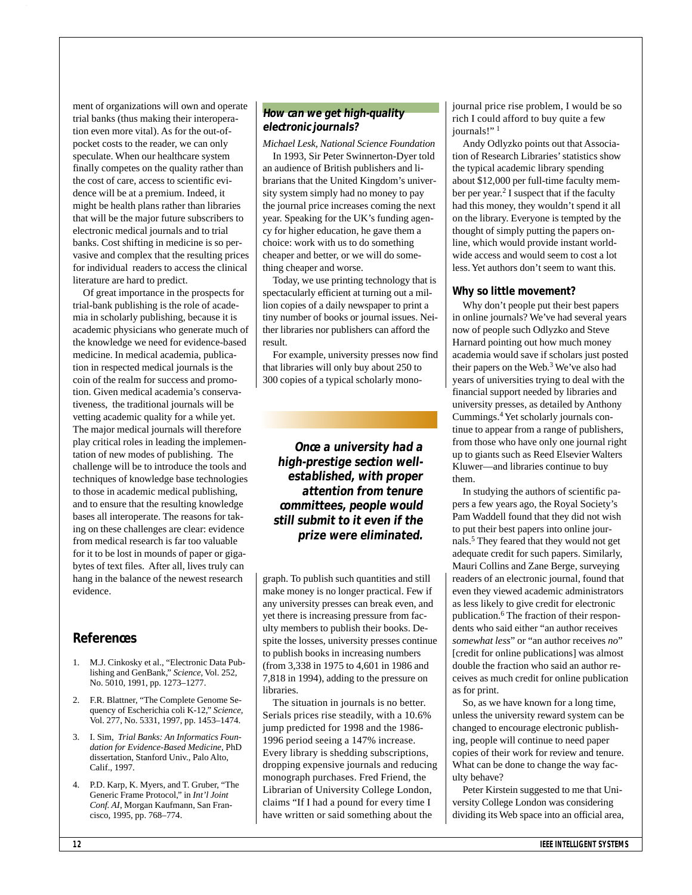ment of organizations will own and operate trial banks (thus making their interoperation even more vital). As for the out-of-pocket costs to the reader, we can only speculate. When our healthcare system finally competes on the quality rather than the cost of care, access to scientific evidence will be at a premium. Indeed, it might be health plans rather than libraries that will be the major future subscribers to electronic medical journals and to trial banks. Cost shifting in medicine is so pervasive and complex that the resulting prices for individual readers to access the clinical literature are hard to predict.

Of great importance in the prospects for trial-bank publishing is the role of academia in scholarly publishing, because it is academic physicians who generate much of the knowledge we need for evidence-based medicine. In medical academia, publication in respected medical journals is the coin of the realm for success and promotion. Given medical academia's conservativeness, the traditional journals will be vetting academic quality for a while yet. The major medical journals will therefore play critical roles in leading the implementation of new modes of publishing. The challenge will be to introduce the tools and techniques of knowledge base technologies to those in academic medical publishing, and to ensure that the resulting knowledge bases all interoperate. The reasons for taking on these challenges are clear: evidence from medical research is far too valuable for it to be lost in mounds of paper or gigabytes of text files. After all, lives truly can hang in the balance of the newest research evidence.

## References

1. M.J. Cinkosky et al., "Electronic Data Publishing and GenBank," *Science*, Vol. 252, No. 5010, 1991, pp. 1273–1277.
2. F.R. Blattner, "The Complete Genome Sequency of Escherichia coli K-12," *Science*, Vol. 277, No. 5331, 1997, pp. 1453–1474.
3. I. Sim, *Trial Banks: An Informatics Foundation for Evidence-Based Medicine*, PhD dissertation, Stanford Univ., Palo Alto, Calif., 1997.
4. P.D. Karp, K. Myers, and T. Gruber, "The Generic Frame Protocol," in *Int'l Joint Conf. AI*, Morgan Kaufmann, San Francisco, 1995, pp. 768–774.

## How can we get high-quality electronic journals?

*Michael Lesk, National Science Foundation*

In 1993, Sir Peter Swinnerton-Dyer told an audience of British publishers and librarians that the United Kingdom's university system simply had no money to pay the journal price increases coming the next year. Speaking for the UK's funding agency for higher education, he gave them a choice: work with us to do something cheaper and better, or we will do something cheaper and worse.

Today, we use printing technology that is spectacularly efficient at turning out a million copies of a daily newspaper to print a tiny number of books or journal issues. Neither libraries nor publishers can afford the result.

For example, university presses now find that libraries will only buy about 250 to 300 copies of a typical scholarly monograph. To publish such quantities and still make money is no longer practical. Few if any university presses can break even, and yet there is increasing pressure from faculty members to publish their books. Despite the losses, university presses continue to publish books in increasing numbers (from 3,338 in 1975 to 4,601 in 1986 and 7,818 in 1994), adding to the pressure on libraries.

> ***Once a university had a high-prestige section well-established, with proper attention from tenure committees, people would still submit to it even if the prize were eliminated.***

The situation in journals is no better. Serials prices rise steadily, with a 10.6% jump predicted for 1998 and the 1986-1996 period seeing a 147% increase. Every library is shedding subscriptions, dropping expensive journals and reducing monograph purchases. Fred Friend, the Librarian of University College London, claims "If I had a pound for every time I have written or said something about the journal price rise problem, I would be so rich I could afford to buy quite a few journals!"[1]

Andy Odlyzko points out that Association of Research Libraries' statistics show the typical academic library spending about $12,000 per full-time faculty member per year.[2] I suspect that if the faculty had this money, they wouldn't spend it all on the library. Everyone is tempted by the thought of simply putting the papers online, which would provide instant worldwide access and would seem to cost a lot less. Yet authors don't seem to want this.

### Why so little movement?

Why don't people put their best papers in online journals? We've had several years now of people such Odlyzko and Steve Harnard pointing out how much money academia would save if scholars just posted their papers on the Web.[3] We've also had years of universities trying to deal with the financial support needed by libraries and university presses, as detailed by Anthony Cummings.[4] Yet scholarly journals continue to appear from a range of publishers, from those who have only one journal right up to giants such as Reed Elsevier Walters Kluwer—and libraries continue to buy them.

In studying the authors of scientific papers a few years ago, the Royal Society's Pam Waddell found that they did not wish to put their best papers into online journals.[5] They feared that they would not get adequate credit for such papers. Similarly, Mauri Collins and Zane Berge, surveying readers of an electronic journal, found that even they viewed academic administrators as less likely to give credit for electronic publication.[6] The fraction of their respondents who said either "an author receives *somewhat less*" or "an author receives *no*" [credit for online publications] was almost double the fraction who said an author receives as much credit for online publication as for print.

So, as we have known for a long time, unless the university reward system can be changed to encourage electronic publishing, people will continue to need paper copies of their work for review and tenure. What can be done to change the way faculty behave?

Peter Kirstein suggested to me that University College London was considering dividing its Web space into an official area,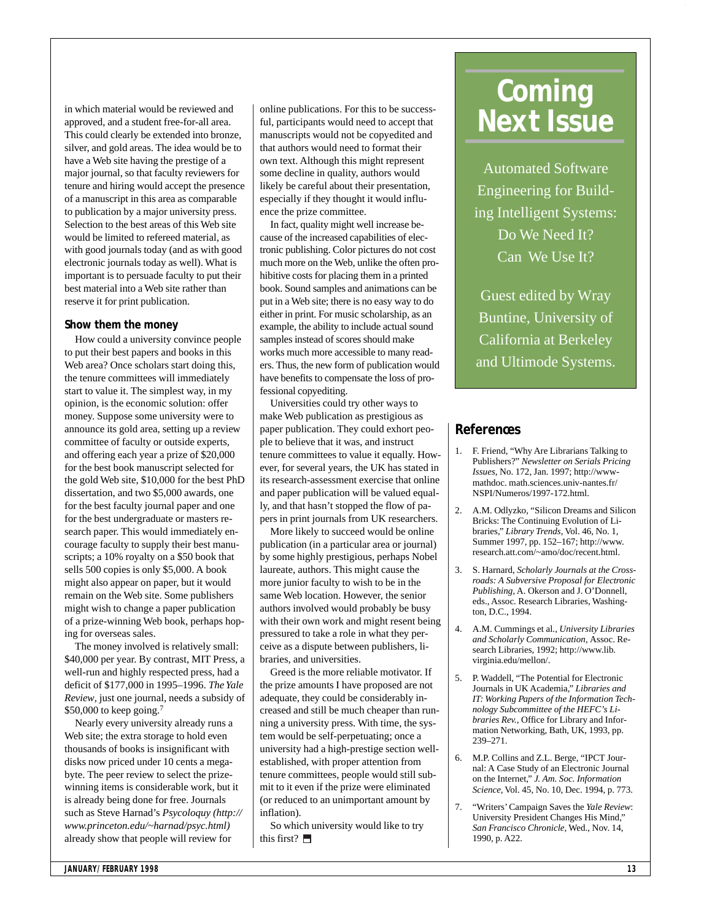in which material would be reviewed and approved, and a student free-for-all area. This could clearly be extended into bronze, silver, and gold areas. The idea would be to have a Web site having the prestige of a major journal, so that faculty reviewers for tenure and hiring would accept the presence of a manuscript in this area as comparable to publication by a major university press. Selection to the best areas of this Web site would be limited to refereed material, as with good journals today (and as with good electronic journals today as well). What is important is to persuade faculty to put their best material into a Web site rather than reserve it for print publication.

### Show them the money

How could a university convince people to put their best papers and books in this Web area? Once scholars start doing this, the tenure committees will immediately start to value it. The simplest way, in my opinion, is the economic solution: offer money. Suppose some university were to announce its gold area, setting up a review committee of faculty or outside experts, and offering each year a prize of $20,000 for the best book manuscript selected for the gold Web site, $10,000 for the best PhD dissertation, and two $5,000 awards, one for the best faculty journal paper and one for the best undergraduate or masters research paper. This would immediately encourage faculty to supply their best manuscripts; a 10% royalty on a $50 book that sells 500 copies is only $5,000. A book might also appear on paper, but it would remain on the Web site. Some publishers might wish to change a paper publication of a prize-winning Web book, perhaps hoping for overseas sales.

The money involved is relatively small: $40,000 per year. By contrast, MIT Press, a well-run and highly respected press, had a deficit of $177,000 in 1995–1996. *The Yale Review*, just one journal, needs a subsidy of $50,000 to keep going.[7]

Nearly every university already runs a Web site; the extra storage to hold even thousands of books is insignificant with disks now priced under 10 cents a megabyte. The peer review to select the prize-winning items is considerable work, but it is already being done for free. Journals such as Steve Harnad's *Psycoloquy (http://www.princeton.edu/~harnad/psyc.html)* already show that people will review for online publications. For this to be successful, participants would need to accept that manuscripts would not be copyedited and that authors would need to format their own text. Although this might represent some decline in quality, authors would likely be careful about their presentation, especially if they thought it would influence the prize committee.

In fact, quality might well increase because of the increased capabilities of electronic publishing. Color pictures do not cost much more on the Web, unlike the often prohibitive costs for placing them in a printed book. Sound samples and animations can be put in a Web site; there is no easy way to do either in print. For music scholarship, as an example, the ability to include actual sound samples instead of scores should make works much more accessible to many readers. Thus, the new form of publication would have benefits to compensate the loss of professional copyediting.

Universities could try other ways to make Web publication as prestigious as paper publication. They could exhort people to believe that it was, and instruct tenure committees to value it equally. However, for several years, the UK has stated in its research-assessment exercise that online and paper publication will be valued equally, and that hasn't stopped the flow of papers in print journals from UK researchers.

More likely to succeed would be online publication (in a particular area or journal) by some highly prestigious, perhaps Nobel laureate, authors. This might cause the more junior faculty to wish to be in the same Web location. However, the senior authors involved would probably be busy with their own work and might resent being pressured to take a role in what they perceive as a dispute between publishers, libraries, and universities.

Greed is the more reliable motivator. If the prize amounts I have proposed are not adequate, they could be considerably increased and still be much cheaper than running a university press. With time, the system would be self-perpetuating; once a university had a high-prestige section well-established, with proper attention from tenure committees, people would still submit to it even if the prize were eliminated (or reduced to an unimportant amount by inflation).

So which university would like to try this first?

## Coming Next Issue

Automated Software Engineering for Building Intelligent Systems: Do We Need It? Can We Use It?

Guest edited by Wray Buntine, University of California at Berkeley and Ultimode Systems.

## References

1. F. Friend, "Why Are Librarians Talking to Publishers?" *Newsletter on Serials Pricing Issues*, No. 172, Jan. 1997; http://www-mathdoc. math.sciences.univ-nantes.fr/NSPI/Numeros/1997-172.html.
2. A.M. Odlyzko, "Silicon Dreams and Silicon Bricks: The Continuing Evolution of Libraries," *Library Trends*, Vol. 46, No. 1, Summer 1997, pp. 152–167; http://www.research.att.com/~amo/doc/recent.html.
3. S. Harnard, *Scholarly Journals at the Crossroads: A Subversive Proposal for Electronic Publishing*, A. Okerson and J. O'Donnell, eds., Assoc. Research Libraries, Washington, D.C., 1994.
4. A.M. Cummings et al., *University Libraries and Scholarly Communication*, Assoc. Research Libraries, 1992; http://www.lib.virginia.edu/mellon/.
5. P. Waddell, "The Potential for Electronic Journals in UK Academia," *Libraries and IT: Working Papers of the Information Technology Subcommittee of the HEFC's Libraries Rev.*, Office for Library and Information Networking, Bath, UK, 1993, pp. 239–271.
6. M.P. Collins and Z.L. Berge, "IPCT Journal: A Case Study of an Electronic Journal on the Internet," *J. Am. Soc. Information Science*, Vol. 45, No. 10, Dec. 1994, p. 773.
7. "Writers' Campaign Saves the *Yale Review*: University President Changes His Mind," *San Francisco Chronicle*, Wed., Nov. 14, 1990, p. A22.